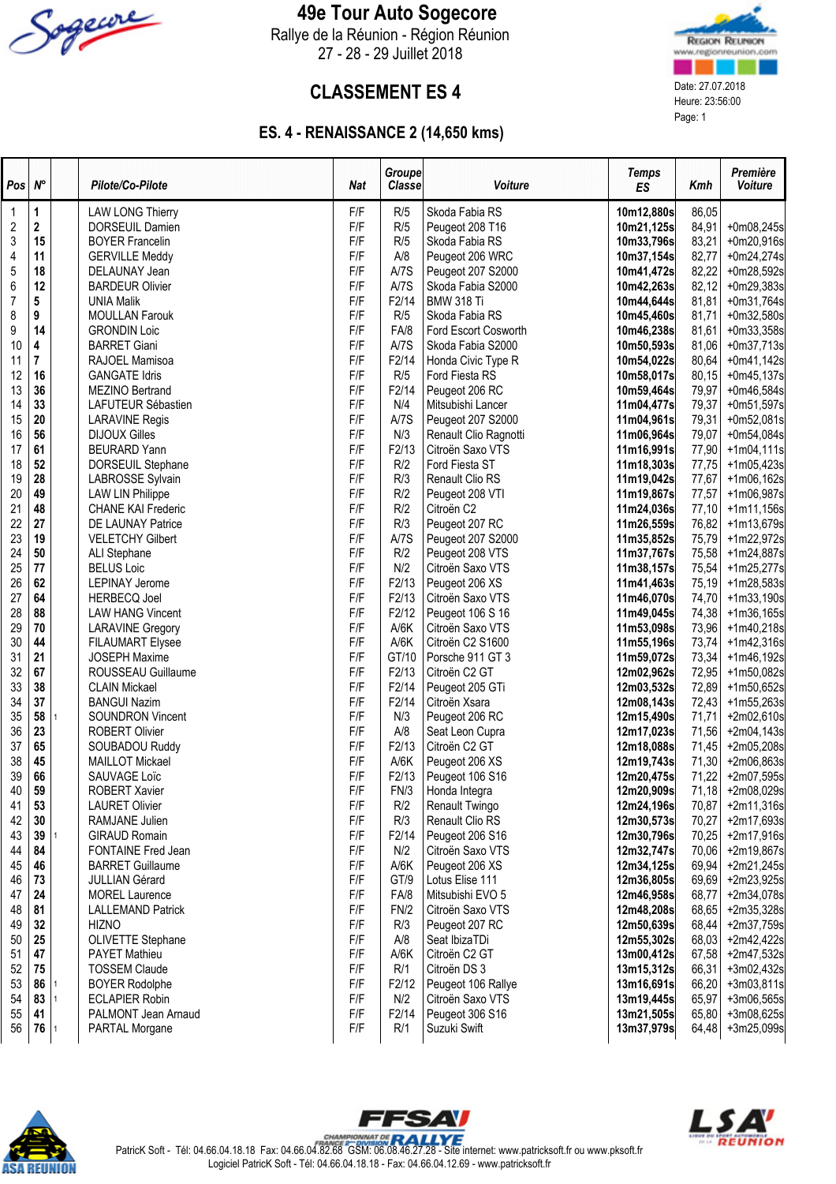# 49e Tour Auto Sogecore

Rallye de la Réunion - Région Réunion

27 - 28 - 29 Juillet 2018

Date: 27.07.2018
Heure: 23:56:00

## CLASSEMENT ES 4

### ES. 4 - RENAISSANCE 2 (14,650 kms)

| Pos | N° | | Pilote/Co-Pilote | Nat | Groupe Classe | Voiture | Temps ES | Kmh | Première Voiture |
|---|---|---|---|---|---|---|---|---|---|
| 1 | 1 | | LAW LONG Thierry | F/F | R/5 | Skoda Fabia RS | 10m12,880s | 86,05 | |
| 2 | 2 | | DORSEUIL Damien | F/F | R/5 | Peugeot 208 T16 | 10m21,125s | 84,91 | +0m08,245s |
| 3 | 15 | | BOYER Francelin | F/F | R/5 | Skoda Fabia RS | 10m33,796s | 83,21 | +0m20,916s |
| 4 | 11 | | GERVILLE Meddy | F/F | A/8 | Peugeot 206 WRC | 10m37,154s | 82,77 | +0m24,274s |
| 5 | 18 | | DELAUNAY Jean | F/F | A/7S | Peugeot 207 S2000 | 10m41,472s | 82,22 | +0m28,592s |
| 6 | 12 | | BARDEUR Olivier | F/F | A/7S | Skoda Fabia S2000 | 10m42,263s | 82,12 | +0m29,383s |
| 7 | 5 | | UNIA Malik | F/F | F2/14 | BMW 318 Ti | 10m44,644s | 81,81 | +0m31,764s |
| 8 | 9 | | MOULLAN Farouk | F/F | R/5 | Skoda Fabia RS | 10m45,460s | 81,71 | +0m32,580s |
| 9 | 14 | | GRONDIN Loic | F/F | FA/8 | Ford Escort Cosworth | 10m46,238s | 81,61 | +0m33,358s |
| 10 | 4 | | BARRET Giani | F/F | A/7S | Skoda Fabia S2000 | 10m50,593s | 81,06 | +0m37,713s |
| 11 | 7 | | RAJOEL Mamisoa | F/F | F2/14 | Honda Civic Type R | 10m54,022s | 80,64 | +0m41,142s |
| 12 | 16 | | GANGATE Idris | F/F | R/5 | Ford Fiesta RS | 10m58,017s | 80,15 | +0m45,137s |
| 13 | 36 | | MEZINO Bertrand | F/F | F2/14 | Peugeot 206 RC | 10m59,464s | 79,97 | +0m46,584s |
| 14 | 33 | | LAFUTEUR Sébastien | F/F | N/4 | Mitsubishi Lancer | 11m04,477s | 79,37 | +0m51,597s |
| 15 | 20 | | LARAVINE Regis | F/F | A/7S | Peugeot 207 S2000 | 11m04,961s | 79,31 | +0m52,081s |
| 16 | 56 | | DIJOUX Gilles | F/F | N/3 | Renault Clio Ragnotti | 11m06,964s | 79,07 | +0m54,084s |
| 17 | 61 | | BEURARD Yann | F/F | F2/13 | Citroën Saxo VTS | 11m16,991s | 77,90 | +1m04,111s |
| 18 | 52 | | DORSEUIL Stephane | F/F | R/2 | Ford Fiesta ST | 11m18,303s | 77,75 | +1m05,423s |
| 19 | 28 | | LABROSSE Sylvain | F/F | R/3 | Renault Clio RS | 11m19,042s | 77,67 | +1m06,162s |
| 20 | 49 | | LAW LIN Philippe | F/F | R/2 | Peugeot 208 VTI | 11m19,867s | 77,57 | +1m06,987s |
| 21 | 48 | | CHANE KAI Frederic | F/F | R/2 | Citroën C2 | 11m24,036s | 77,10 | +1m11,156s |
| 22 | 27 | | DE LAUNAY Patrice | F/F | R/3 | Peugeot 207 RC | 11m26,559s | 76,82 | +1m13,679s |
| 23 | 19 | | VELETCHY Gilbert | F/F | A/7S | Peugeot 207 S2000 | 11m35,852s | 75,79 | +1m22,972s |
| 24 | 50 | | ALI Stephane | F/F | R/2 | Peugeot 208 VTS | 11m37,767s | 75,58 | +1m24,887s |
| 25 | 77 | | BELUS Loic | F/F | N/2 | Citroën Saxo VTS | 11m38,157s | 75,54 | +1m25,277s |
| 26 | 62 | | LEPINAY Jerome | F/F | F2/13 | Peugeot 206 XS | 11m41,463s | 75,19 | +1m28,583s |
| 27 | 64 | | HERBECQ Joel | F/F | F2/13 | Citroën Saxo VTS | 11m46,070s | 74,70 | +1m33,190s |
| 28 | 88 | | LAW HANG Vincent | F/F | F2/12 | Peugeot 106 S 16 | 11m49,045s | 74,38 | +1m36,165s |
| 29 | 70 | | LARAVINE Gregory | F/F | A/6K | Citroën Saxo VTS | 11m53,098s | 73,96 | +1m40,218s |
| 30 | 44 | | FILAUMART Elysee | F/F | A/6K | Citroën C2 S1600 | 11m55,196s | 73,74 | +1m42,316s |
| 31 | 21 | | JOSEPH Maxime | F/F | GT/10 | Porsche 911 GT 3 | 11m59,072s | 73,34 | +1m46,192s |
| 32 | 67 | | ROUSSEAU Guillaume | F/F | F2/13 | Citroën C2 GT | 12m02,962s | 72,95 | +1m50,082s |
| 33 | 38 | | CLAIN Mickael | F/F | F2/14 | Peugeot 205 GTi | 12m03,532s | 72,89 | +1m50,652s |
| 34 | 37 | | BANGUI Nazim | F/F | F2/14 | Citroën Xsara | 12m08,143s | 72,43 | +1m55,263s |
| 35 | 58 | 1 | SOUNDRON Vincent | F/F | N/3 | Peugeot 206 RC | 12m15,490s | 71,71 | +2m02,610s |
| 36 | 23 | | ROBERT Olivier | F/F | A/8 | Seat Leon Cupra | 12m17,023s | 71,56 | +2m04,143s |
| 37 | 65 | | SOUBADOU Ruddy | F/F | F2/13 | Citroën C2 GT | 12m18,088s | 71,45 | +2m05,208s |
| 38 | 45 | | MAILLOT Mickael | F/F | A/6K | Peugeot 206 XS | 12m19,743s | 71,30 | +2m06,863s |
| 39 | 66 | | SAUVAGE Loïc | F/F | F2/13 | Peugeot 106 S16 | 12m20,475s | 71,22 | +2m07,595s |
| 40 | 59 | | ROBERT Xavier | F/F | FN/3 | Honda Integra | 12m20,909s | 71,18 | +2m08,029s |
| 41 | 53 | | LAURET Olivier | F/F | R/2 | Renault Twingo | 12m24,196s | 70,87 | +2m11,316s |
| 42 | 30 | | RAMJANE Julien | F/F | R/3 | Renault Clio RS | 12m30,573s | 70,27 | +2m17,693s |
| 43 | 39 | 1 | GIRAUD Romain | F/F | F2/14 | Peugeot 206 S16 | 12m30,796s | 70,25 | +2m17,916s |
| 44 | 84 | | FONTAINE Fred Jean | F/F | N/2 | Citroën Saxo VTS | 12m32,747s | 70,06 | +2m19,867s |
| 45 | 46 | | BARRET Guillaume | F/F | A/6K | Peugeot 206 XS | 12m34,125s | 69,94 | +2m21,245s |
| 46 | 73 | | JULLIAN Gérard | F/F | GT/9 | Lotus Elise 111 | 12m36,805s | 69,69 | +2m23,925s |
| 47 | 24 | | MOREL Laurence | F/F | FA/8 | Mitsubishi EVO 5 | 12m46,958s | 68,77 | +2m34,078s |
| 48 | 81 | | LALLEMAND Patrick | F/F | FN/2 | Citroën Saxo VTS | 12m48,208s | 68,65 | +2m35,328s |
| 49 | 32 | | HIZNO | F/F | R/3 | Peugeot 207 RC | 12m50,639s | 68,44 | +2m37,759s |
| 50 | 25 | | OLIVETTE Stephane | F/F | A/8 | Seat IbizaTDi | 12m55,302s | 68,03 | +2m42,422s |
| 51 | 47 | | PAYET Mathieu | F/F | A/6K | Citroën C2 GT | 13m00,412s | 67,58 | +2m47,532s |
| 52 | 75 | | TOSSEM Claude | F/F | R/1 | Citroën DS 3 | 13m15,312s | 66,31 | +3m02,432s |
| 53 | 86 | 1 | BOYER Rodolphe | F/F | F2/12 | Peugeot 106 Rallye | 13m16,691s | 66,20 | +3m03,811s |
| 54 | 83 | 1 | ECLAPIER Robin | F/F | N/2 | Citroën Saxo VTS | 13m19,445s | 65,97 | +3m06,565s |
| 55 | 41 | | PALMONT Jean Arnaud | F/F | F2/14 | Peugeot 306 S16 | 13m21,505s | 65,80 | +3m08,625s |
| 56 | 76 | 1 | PARTAL Morgane | F/F | R/1 | Suzuki Swift | 13m37,979s | 64,48 | +3m25,099s |

PatricK Soft - Tél: 04.66.04.18.18 Fax: 04.66.04.82.68 GSM: 06.08.46.27.28 - Site internet: www.patricksoft.fr ou www.pksoft.fr
Logiciel PatricK Soft - Tél: 04.66.04.18.18 - Fax: 04.66.04.12.69 - www.patricksoft.fr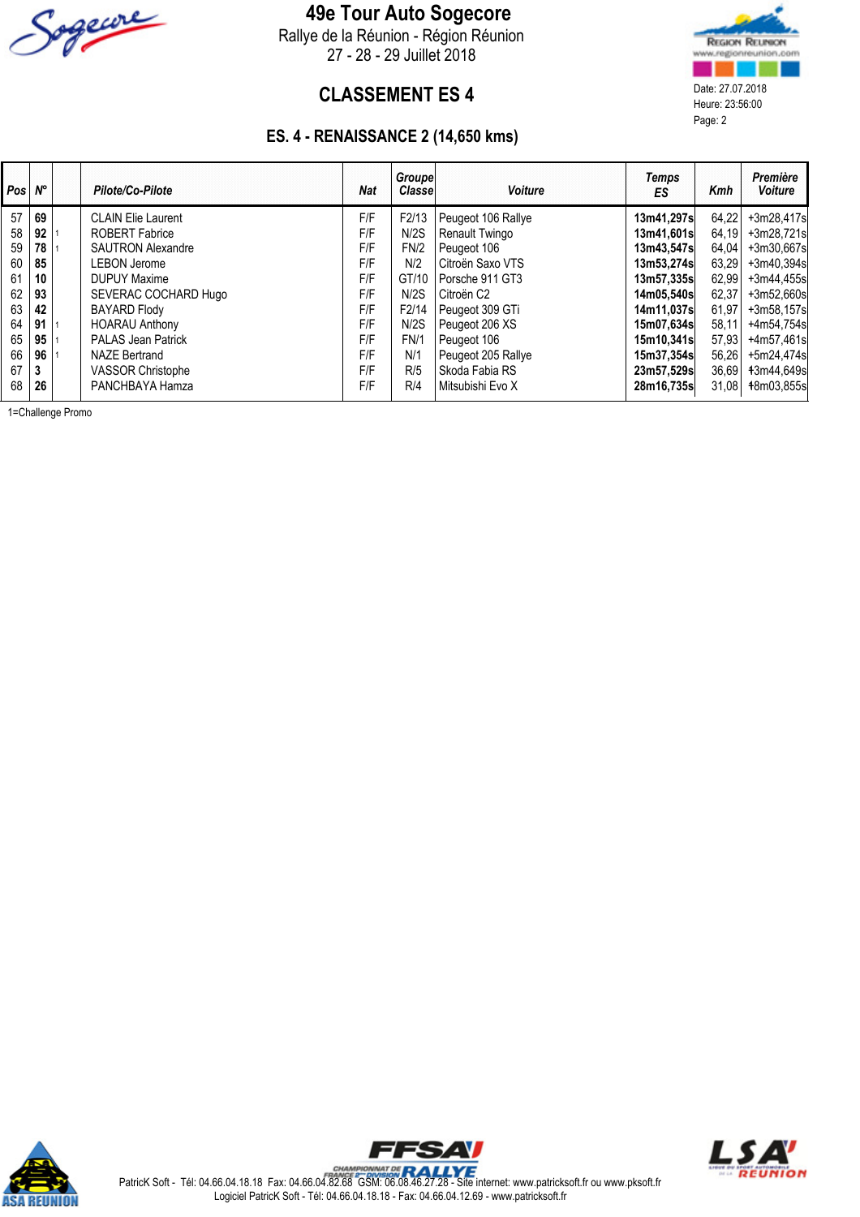# 49e Tour Auto Sogecore

Rallye de la Réunion - Région Réunion

27 - 28 - 29 Juillet 2018

Date: 27.07.2018
Heure: 23:56:00

## CLASSEMENT ES 4

### ES. 4 - RENAISSANCE 2 (14,650 kms)

| Pos | N° | | Pilote/Co-Pilote | Nat | Groupe Classe | Voiture | Temps ES | Kmh | Première Voiture |
|---|---|---|---|---|---|---|---|---|---|
| 57 | **69** | | CLAIN Elie Laurent | F/F | F2/13 | Peugeot 106 Rallye | **13m41,297s** | 64,22 | +3m28,417s |
| 58 | **92** | 1 | ROBERT Fabrice | F/F | N/2S | Renault Twingo | **13m41,601s** | 64,19 | +3m28,721s |
| 59 | **78** | 1 | SAUTRON Alexandre | F/F | FN/2 | Peugeot 106 | **13m43,547s** | 64,04 | +3m30,667s |
| 60 | **85** | | LEBON Jerome | F/F | N/2 | Citroën Saxo VTS | **13m53,274s** | 63,29 | +3m40,394s |
| 61 | **10** | | DUPUY Maxime | F/F | GT/10 | Porsche 911 GT3 | **13m57,335s** | 62,99 | +3m44,455s |
| 62 | **93** | | SEVERAC COCHARD Hugo | F/F | N/2S | Citroën C2 | **14m05,540s** | 62,37 | +3m52,660s |
| 63 | **42** | | BAYARD Flody | F/F | F2/14 | Peugeot 309 GTi | **14m11,037s** | 61,97 | +3m58,157s |
| 64 | **91** | 1 | HOARAU Anthony | F/F | N/2S | Peugeot 206 XS | **15m07,634s** | 58,11 | +4m54,754s |
| 65 | **95** | 1 | PALAS Jean Patrick | F/F | FN/1 | Peugeot 106 | **15m10,341s** | 57,93 | +4m57,461s |
| 66 | **96** | 1 | NAZE Bertrand | F/F | N/1 | Peugeot 205 Rallye | **15m37,354s** | 56,26 | +5m24,474s |
| 67 | **3** | | VASSOR Christophe | F/F | R/5 | Skoda Fabia RS | **23m57,529s** | 36,69 | +13m44,649s |
| 68 | **26** | | PANCHBAYA Hamza | F/F | R/4 | Mitsubishi Evo X | **28m16,735s** | 31,08 | +18m03,855s |

1=Challenge Promo

PatricK Soft - Tél: 04.66.04.18.18 Fax: 04.66.04.82.68 GSM: 06.08.46.27.28 - Site internet: www.patricksoft.fr ou www.pksoft.fr
Logiciel PatricK Soft - Tél: 04.66.04.18.18 - Fax: 04.66.04.12.69 - www.patricksoft.fr